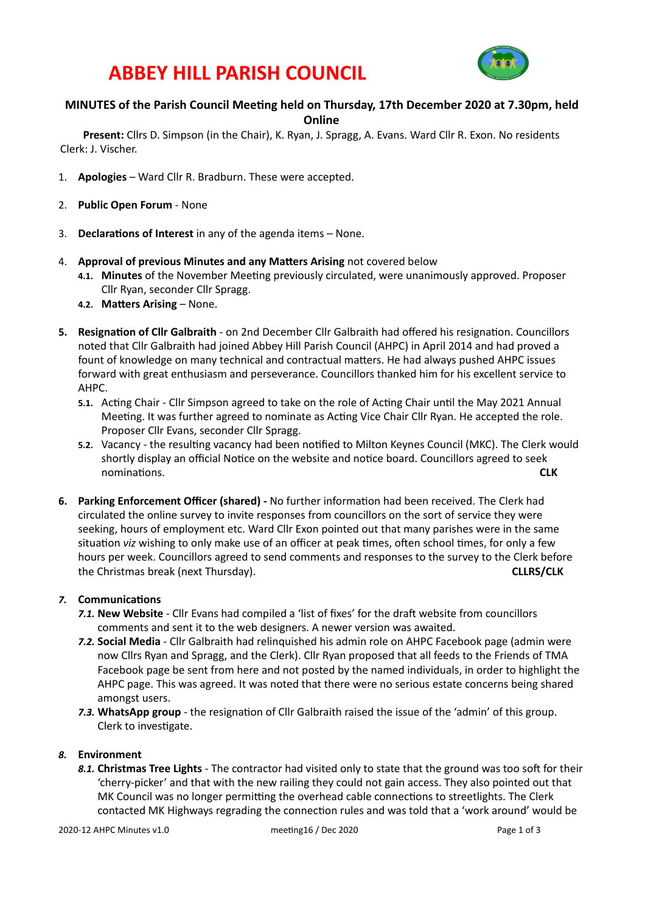# ABBEY HILL PARISH COUNCIL

## MINUTES of the Parish Council Meeting held on Thursday, 17th December 2020 at 7.30pm, held Online

**Present:** Cllrs D. Simpson (in the Chair), K. Ryan, J. Spragg, A. Evans. Ward Cllr R. Exon. No residents
Clerk: J. Vischer.

1. **Apologies** – Ward Cllr R. Bradburn. These were accepted.

2. **Public Open Forum** - None

3. **Declarations of Interest** in any of the agenda items – None.

4. **Approval of previous Minutes and any Matters Arising** not covered below
   - **4.1. Minutes** of the November Meeting previously circulated, were unanimously approved. Proposer Cllr Ryan, seconder Cllr Spragg.
   - **4.2. Matters Arising** – None.

5. **Resignation of Cllr Galbraith** - on 2nd December Cllr Galbraith had offered his resignation. Councillors noted that Cllr Galbraith had joined Abbey Hill Parish Council (AHPC) in April 2014 and had proved a fount of knowledge on many technical and contractual matters. He had always pushed AHPC issues forward with great enthusiasm and perseverance. Councillors thanked him for his excellent service to AHPC.
   - **5.1.** Acting Chair - Cllr Simpson agreed to take on the role of Acting Chair until the May 2021 Annual Meeting. It was further agreed to nominate as Acting Vice Chair Cllr Ryan. He accepted the role. Proposer Cllr Evans, seconder Cllr Spragg.
   - **5.2.** Vacancy - the resulting vacancy had been notified to Milton Keynes Council (MKC). The Clerk would shortly display an official Notice on the website and notice board. Councillors agreed to seek nominations. **CLK**

6. **Parking Enforcement Officer (shared) -** No further information had been received. The Clerk had circulated the online survey to invite responses from councillors on the sort of service they were seeking, hours of employment etc. Ward Cllr Exon pointed out that many parishes were in the same situation *viz* wishing to only make use of an officer at peak times, often school times, for only a few hours per week. Councillors agreed to send comments and responses to the survey to the Clerk before the Christmas break (next Thursday). **CLLRS/CLK**

7. ***Communications***
   - ***7.1.* New Website** - Cllr Evans had compiled a 'list of fixes' for the draft website from councillors comments and sent it to the web designers. A newer version was awaited.
   - ***7.2.* Social Media** - Cllr Galbraith had relinquished his admin role on AHPC Facebook page (admin were now Cllrs Ryan and Spragg, and the Clerk). Cllr Ryan proposed that all feeds to the Friends of TMA Facebook page be sent from here and not posted by the named individuals, in order to highlight the AHPC page. This was agreed. It was noted that there were no serious estate concerns being shared amongst users.
   - ***7.3.* WhatsApp group** - the resignation of Cllr Galbraith raised the issue of the 'admin' of this group. Clerk to investigate.

8. ***Environment***
   - ***8.1.* Christmas Tree Lights** - The contractor had visited only to state that the ground was too soft for their 'cherry-picker' and that with the new railing they could not gain access. They also pointed out that MK Council was no longer permitting the overhead cable connections to streetlights. The Clerk contacted MK Highways regrading the connection rules and was told that a 'work around' would be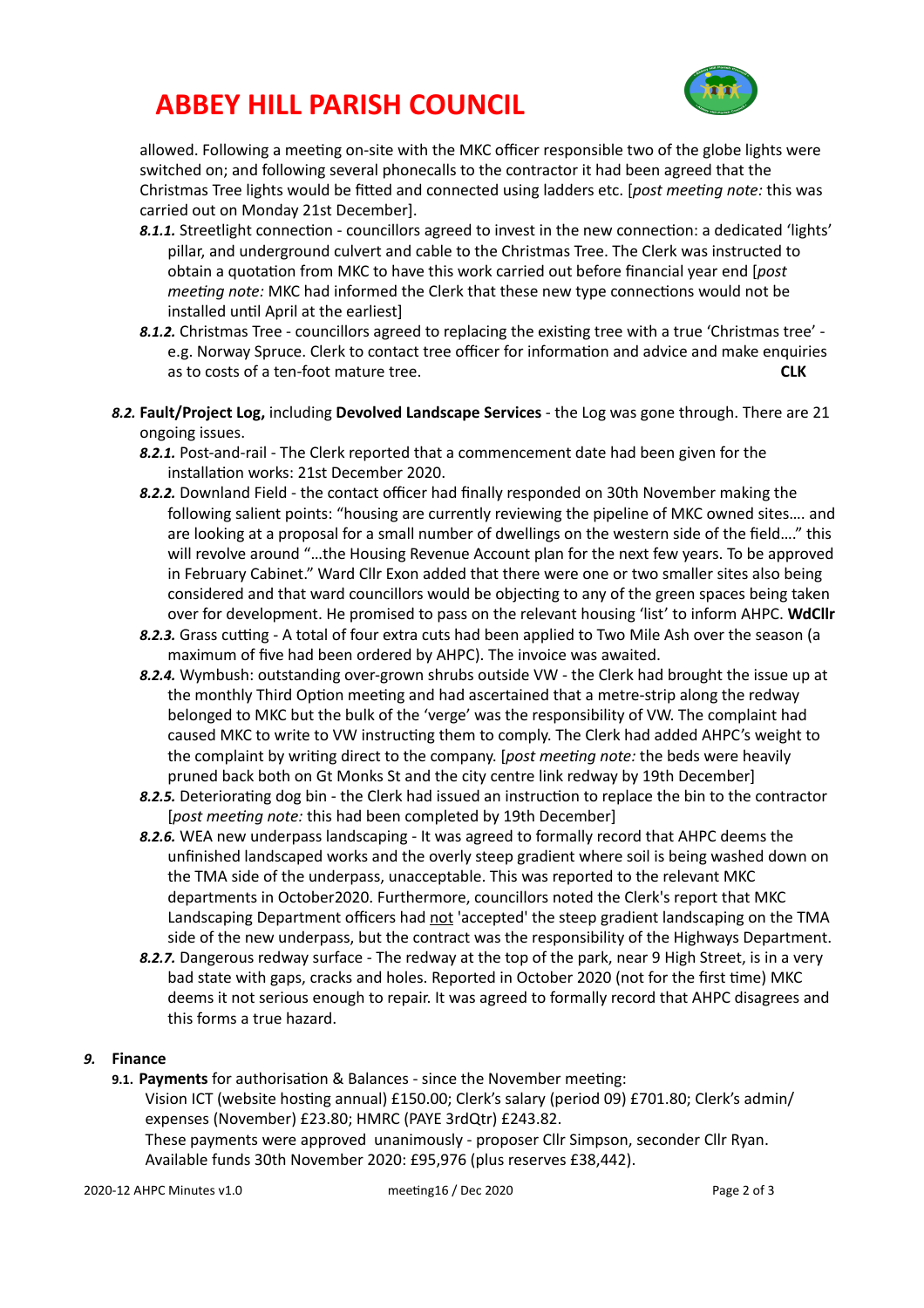allowed. Following a meeting on-site with the MKC officer responsible two of the globe lights were switched on; and following several phonecalls to the contractor it had been agreed that the Christmas Tree lights would be fitted and connected using ladders etc. [*post meeting note:* this was carried out on Monday 21st December].

- ***8.1.1.*** Streetlight connection - councillors agreed to invest in the new connection: a dedicated 'lights' pillar, and underground culvert and cable to the Christmas Tree. The Clerk was instructed to obtain a quotation from MKC to have this work carried out before financial year end [*post meeting note:* MKC had informed the Clerk that these new type connections would not be installed until April at the earliest]
- ***8.1.2.*** Christmas Tree - councillors agreed to replacing the existing tree with a true 'Christmas tree' - e.g. Norway Spruce. Clerk to contact tree officer for information and advice and make enquiries as to costs of a ten-foot mature tree. **CLK**

***8.2.*** **Fault/Project Log,** including **Devolved Landscape Services** - the Log was gone through. There are 21 ongoing issues.

- ***8.2.1.*** Post-and-rail - The Clerk reported that a commencement date had been given for the installation works: 21st December 2020.
- ***8.2.2.*** Downland Field - the contact officer had finally responded on 30th November making the following salient points: "housing are currently reviewing the pipeline of MKC owned sites…. and are looking at a proposal for a small number of dwellings on the western side of the field…." this will revolve around "…the Housing Revenue Account plan for the next few years. To be approved in February Cabinet." Ward Cllr Exon added that there were one or two smaller sites also being considered and that ward councillors would be objecting to any of the green spaces being taken over for development. He promised to pass on the relevant housing 'list' to inform AHPC. **WdCllr**
- ***8.2.3.*** Grass cutting - A total of four extra cuts had been applied to Two Mile Ash over the season (a maximum of five had been ordered by AHPC). The invoice was awaited.
- ***8.2.4.*** Wymbush: outstanding over-grown shrubs outside VW - the Clerk had brought the issue up at the monthly Third Option meeting and had ascertained that a metre-strip along the redway belonged to MKC but the bulk of the 'verge' was the responsibility of VW. The complaint had caused MKC to write to VW instructing them to comply. The Clerk had added AHPC's weight to the complaint by writing direct to the company. [*post meeting note:* the beds were heavily pruned back both on Gt Monks St and the city centre link redway by 19th December]
- ***8.2.5.*** Deteriorating dog bin - the Clerk had issued an instruction to replace the bin to the contractor [*post meeting note:* this had been completed by 19th December]
- ***8.2.6.*** WEA new underpass landscaping - It was agreed to formally record that AHPC deems the unfinished landscaped works and the overly steep gradient where soil is being washed down on the TMA side of the underpass, unacceptable. This was reported to the relevant MKC departments in October2020. Furthermore, councillors noted the Clerk's report that MKC Landscaping Department officers had <u>not</u> 'accepted' the steep gradient landscaping on the TMA side of the new underpass, but the contract was the responsibility of the Highways Department.
- ***8.2.7.*** Dangerous redway surface - The redway at the top of the park, near 9 High Street, is in a very bad state with gaps, cracks and holes. Reported in October 2020 (not for the first time) MKC deems it not serious enough to repair. It was agreed to formally record that AHPC disagrees and this forms a true hazard.

## *9.* Finance

**9.1. Payments** for authorisation & Balances - since the November meeting:
Vision ICT (website hosting annual) £150.00; Clerk's salary (period 09) £701.80; Clerk's admin/ expenses (November) £23.80; HMRC (PAYE 3rdQtr) £243.82.
These payments were approved unanimously - proposer Cllr Simpson, seconder Cllr Ryan.
Available funds 30th November 2020: £95,976 (plus reserves £38,442).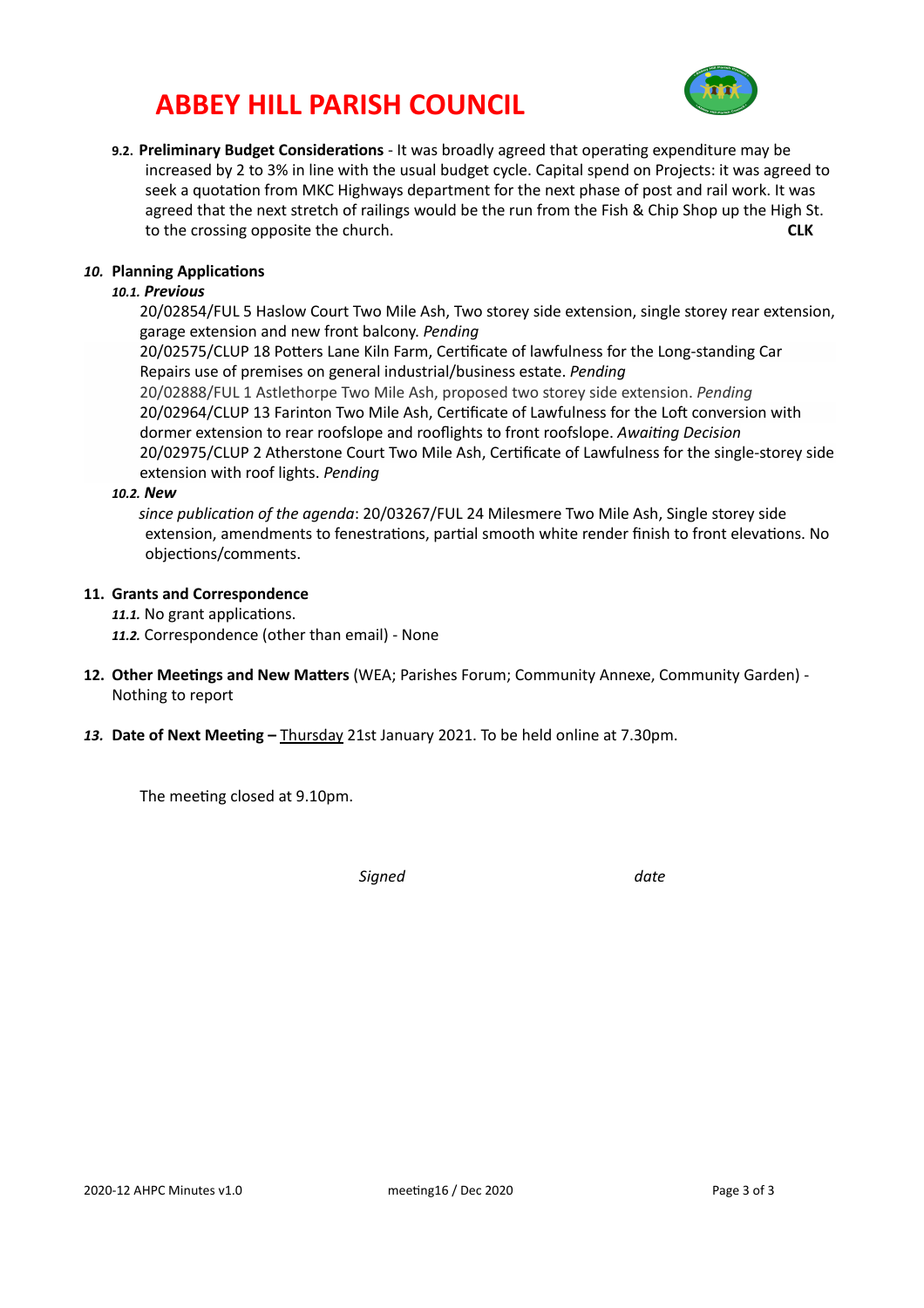# ABBEY HILL PARISH COUNCIL

**9.2. Preliminary Budget Considerations** - It was broadly agreed that operating expenditure may be increased by 2 to 3% in line with the usual budget cycle. Capital spend on Projects: it was agreed to seek a quotation from MKC Highways department for the next phase of post and rail work. It was agreed that the next stretch of railings would be the run from the Fish & Chip Shop up the High St. to the crossing opposite the church. **CLK**

***10.*** **Planning Applications**

***10.1. Previous***

20/02854/FUL 5 Haslow Court Two Mile Ash, Two storey side extension, single storey rear extension, garage extension and new front balcony. *Pending*

20/02575/CLUP 18 Potters Lane Kiln Farm, Certificate of lawfulness for the Long-standing Car Repairs use of premises on general industrial/business estate. *Pending*

20/02888/FUL 1 Astlethorpe Two Mile Ash, proposed two storey side extension. *Pending*

20/02964/CLUP 13 Farinton Two Mile Ash, Certificate of Lawfulness for the Loft conversion with dormer extension to rear roofslope and rooflights to front roofslope. *Awaiting Decision*

20/02975/CLUP 2 Atherstone Court Two Mile Ash, Certificate of Lawfulness for the single-storey side extension with roof lights. *Pending*

***10.2. New***

*since publication of the agenda*: 20/03267/FUL 24 Milesmere Two Mile Ash, Single storey side extension, amendments to fenestrations, partial smooth white render finish to front elevations. No objections/comments.

**11. Grants and Correspondence**

*11.1.* No grant applications.

*11.2.* Correspondence (other than email) - None

**12. Other Meetings and New Matters** (WEA; Parishes Forum; Community Annexe, Community Garden) - Nothing to report

***13.*** **Date of Next Meeting –** Thursday 21st January 2021. To be held online at 7.30pm.

The meeting closed at 9.10pm.

*Signed* *date*